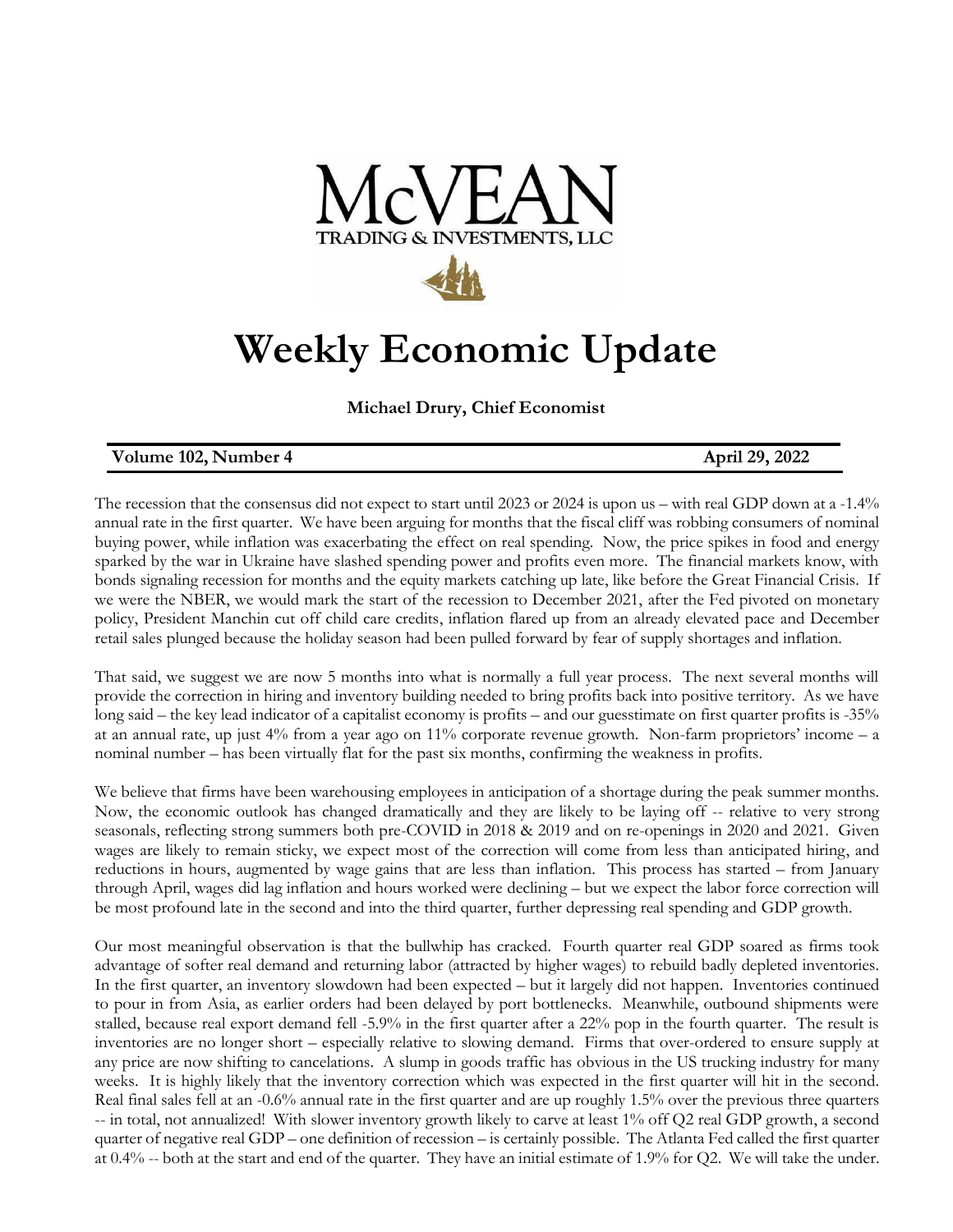McVEAN
TRADING & INVESTMENTS, LLC

# Weekly Economic Update

**Michael Drury, Chief Economist**

**Volume 102, Number 4** **April 29, 2022**

The recession that the consensus did not expect to start until 2023 or 2024 is upon us – with real GDP down at a -1.4% annual rate in the first quarter. We have been arguing for months that the fiscal cliff was robbing consumers of nominal buying power, while inflation was exacerbating the effect on real spending. Now, the price spikes in food and energy sparked by the war in Ukraine have slashed spending power and profits even more. The financial markets know, with bonds signaling recession for months and the equity markets catching up late, like before the Great Financial Crisis. If we were the NBER, we would mark the start of the recession to December 2021, after the Fed pivoted on monetary policy, President Manchin cut off child care credits, inflation flared up from an already elevated pace and December retail sales plunged because the holiday season had been pulled forward by fear of supply shortages and inflation.

That said, we suggest we are now 5 months into what is normally a full year process. The next several months will provide the correction in hiring and inventory building needed to bring profits back into positive territory. As we have long said – the key lead indicator of a capitalist economy is profits – and our guesstimate on first quarter profits is -35% at an annual rate, up just 4% from a year ago on 11% corporate revenue growth. Non-farm proprietors' income – a nominal number – has been virtually flat for the past six months, confirming the weakness in profits.

We believe that firms have been warehousing employees in anticipation of a shortage during the peak summer months. Now, the economic outlook has changed dramatically and they are likely to be laying off -- relative to very strong seasonals, reflecting strong summers both pre-COVID in 2018 & 2019 and on re-openings in 2020 and 2021. Given wages are likely to remain sticky, we expect most of the correction will come from less than anticipated hiring, and reductions in hours, augmented by wage gains that are less than inflation. This process has started – from January through April, wages did lag inflation and hours worked were declining – but we expect the labor force correction will be most profound late in the second and into the third quarter, further depressing real spending and GDP growth.

Our most meaningful observation is that the bullwhip has cracked. Fourth quarter real GDP soared as firms took advantage of softer real demand and returning labor (attracted by higher wages) to rebuild badly depleted inventories. In the first quarter, an inventory slowdown had been expected – but it largely did not happen. Inventories continued to pour in from Asia, as earlier orders had been delayed by port bottlenecks. Meanwhile, outbound shipments were stalled, because real export demand fell -5.9% in the first quarter after a 22% pop in the fourth quarter. The result is inventories are no longer short – especially relative to slowing demand. Firms that over-ordered to ensure supply at any price are now shifting to cancelations. A slump in goods traffic has obvious in the US trucking industry for many weeks. It is highly likely that the inventory correction which was expected in the first quarter will hit in the second. Real final sales fell at an -0.6% annual rate in the first quarter and are up roughly 1.5% over the previous three quarters -- in total, not annualized! With slower inventory growth likely to carve at least 1% off Q2 real GDP growth, a second quarter of negative real GDP – one definition of recession – is certainly possible. The Atlanta Fed called the first quarter at 0.4% -- both at the start and end of the quarter. They have an initial estimate of 1.9% for Q2. We will take the under.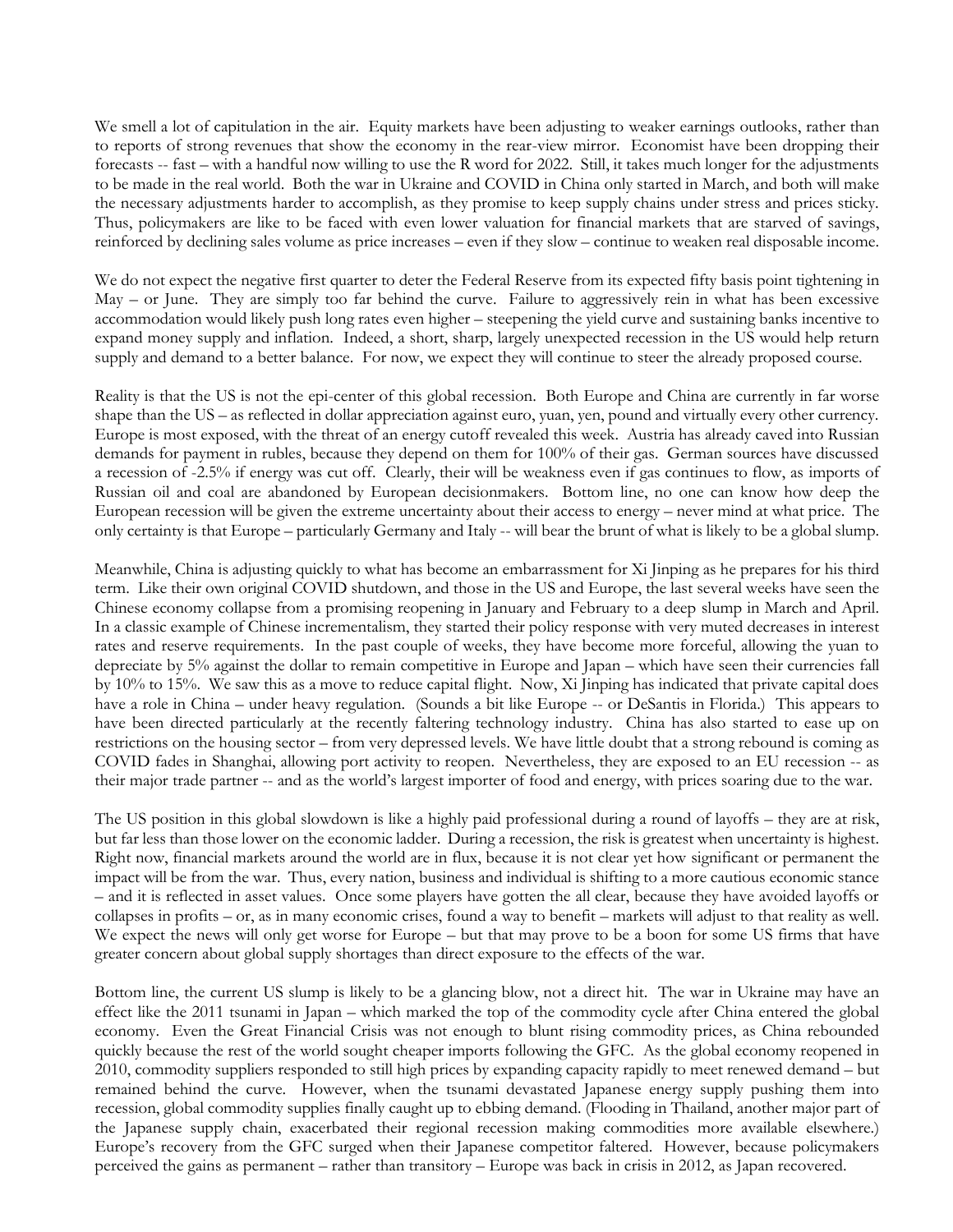We smell a lot of capitulation in the air. Equity markets have been adjusting to weaker earnings outlooks, rather than to reports of strong revenues that show the economy in the rear-view mirror. Economist have been dropping their forecasts -- fast – with a handful now willing to use the R word for 2022. Still, it takes much longer for the adjustments to be made in the real world. Both the war in Ukraine and COVID in China only started in March, and both will make the necessary adjustments harder to accomplish, as they promise to keep supply chains under stress and prices sticky. Thus, policymakers are like to be faced with even lower valuation for financial markets that are starved of savings, reinforced by declining sales volume as price increases – even if they slow – continue to weaken real disposable income.

We do not expect the negative first quarter to deter the Federal Reserve from its expected fifty basis point tightening in May – or June. They are simply too far behind the curve. Failure to aggressively rein in what has been excessive accommodation would likely push long rates even higher – steepening the yield curve and sustaining banks incentive to expand money supply and inflation. Indeed, a short, sharp, largely unexpected recession in the US would help return supply and demand to a better balance. For now, we expect they will continue to steer the already proposed course.

Reality is that the US is not the epi-center of this global recession. Both Europe and China are currently in far worse shape than the US – as reflected in dollar appreciation against euro, yuan, yen, pound and virtually every other currency. Europe is most exposed, with the threat of an energy cutoff revealed this week. Austria has already caved into Russian demands for payment in rubles, because they depend on them for 100% of their gas. German sources have discussed a recession of -2.5% if energy was cut off. Clearly, their will be weakness even if gas continues to flow, as imports of Russian oil and coal are abandoned by European decisionmakers. Bottom line, no one can know how deep the European recession will be given the extreme uncertainty about their access to energy – never mind at what price. The only certainty is that Europe – particularly Germany and Italy -- will bear the brunt of what is likely to be a global slump.

Meanwhile, China is adjusting quickly to what has become an embarrassment for Xi Jinping as he prepares for his third term. Like their own original COVID shutdown, and those in the US and Europe, the last several weeks have seen the Chinese economy collapse from a promising reopening in January and February to a deep slump in March and April. In a classic example of Chinese incrementalism, they started their policy response with very muted decreases in interest rates and reserve requirements. In the past couple of weeks, they have become more forceful, allowing the yuan to depreciate by 5% against the dollar to remain competitive in Europe and Japan – which have seen their currencies fall by 10% to 15%. We saw this as a move to reduce capital flight. Now, Xi Jinping has indicated that private capital does have a role in China – under heavy regulation. (Sounds a bit like Europe -- or DeSantis in Florida.) This appears to have been directed particularly at the recently faltering technology industry. China has also started to ease up on restrictions on the housing sector – from very depressed levels. We have little doubt that a strong rebound is coming as COVID fades in Shanghai, allowing port activity to reopen. Nevertheless, they are exposed to an EU recession -- as their major trade partner -- and as the world's largest importer of food and energy, with prices soaring due to the war.

The US position in this global slowdown is like a highly paid professional during a round of layoffs – they are at risk, but far less than those lower on the economic ladder. During a recession, the risk is greatest when uncertainty is highest. Right now, financial markets around the world are in flux, because it is not clear yet how significant or permanent the impact will be from the war. Thus, every nation, business and individual is shifting to a more cautious economic stance – and it is reflected in asset values. Once some players have gotten the all clear, because they have avoided layoffs or collapses in profits – or, as in many economic crises, found a way to benefit – markets will adjust to that reality as well. We expect the news will only get worse for Europe – but that may prove to be a boon for some US firms that have greater concern about global supply shortages than direct exposure to the effects of the war.

Bottom line, the current US slump is likely to be a glancing blow, not a direct hit. The war in Ukraine may have an effect like the 2011 tsunami in Japan – which marked the top of the commodity cycle after China entered the global economy. Even the Great Financial Crisis was not enough to blunt rising commodity prices, as China rebounded quickly because the rest of the world sought cheaper imports following the GFC. As the global economy reopened in 2010, commodity suppliers responded to still high prices by expanding capacity rapidly to meet renewed demand – but remained behind the curve. However, when the tsunami devastated Japanese energy supply pushing them into recession, global commodity supplies finally caught up to ebbing demand. (Flooding in Thailand, another major part of the Japanese supply chain, exacerbated their regional recession making commodities more available elsewhere.) Europe's recovery from the GFC surged when their Japanese competitor faltered. However, because policymakers perceived the gains as permanent – rather than transitory – Europe was back in crisis in 2012, as Japan recovered.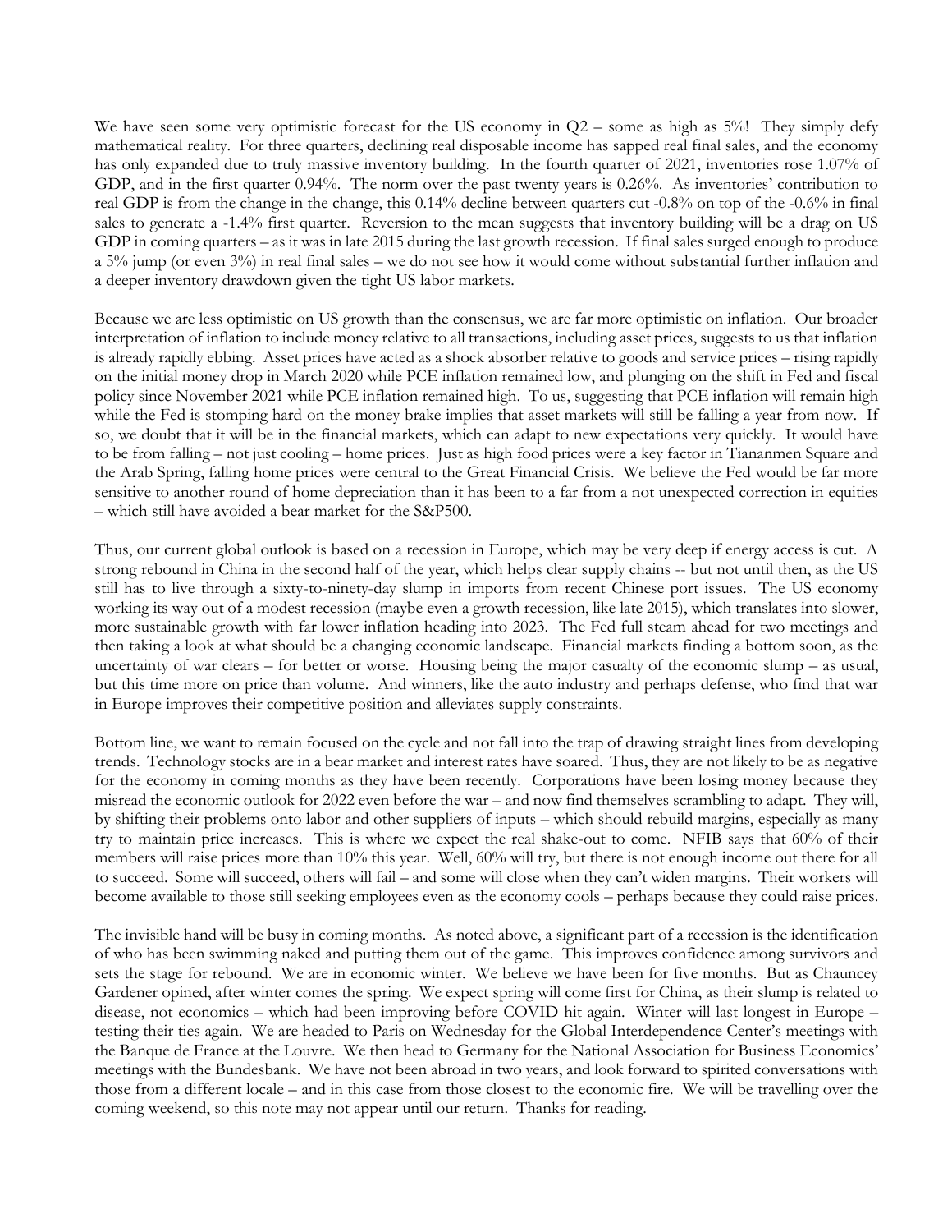We have seen some very optimistic forecast for the US economy in Q2 – some as high as 5%! They simply defy mathematical reality. For three quarters, declining real disposable income has sapped real final sales, and the economy has only expanded due to truly massive inventory building. In the fourth quarter of 2021, inventories rose 1.07% of GDP, and in the first quarter 0.94%. The norm over the past twenty years is 0.26%. As inventories' contribution to real GDP is from the change in the change, this 0.14% decline between quarters cut -0.8% on top of the -0.6% in final sales to generate a -1.4% first quarter. Reversion to the mean suggests that inventory building will be a drag on US GDP in coming quarters – as it was in late 2015 during the last growth recession. If final sales surged enough to produce a 5% jump (or even 3%) in real final sales – we do not see how it would come without substantial further inflation and a deeper inventory drawdown given the tight US labor markets.

Because we are less optimistic on US growth than the consensus, we are far more optimistic on inflation. Our broader interpretation of inflation to include money relative to all transactions, including asset prices, suggests to us that inflation is already rapidly ebbing. Asset prices have acted as a shock absorber relative to goods and service prices – rising rapidly on the initial money drop in March 2020 while PCE inflation remained low, and plunging on the shift in Fed and fiscal policy since November 2021 while PCE inflation remained high. To us, suggesting that PCE inflation will remain high while the Fed is stomping hard on the money brake implies that asset markets will still be falling a year from now. If so, we doubt that it will be in the financial markets, which can adapt to new expectations very quickly. It would have to be from falling – not just cooling – home prices. Just as high food prices were a key factor in Tiananmen Square and the Arab Spring, falling home prices were central to the Great Financial Crisis. We believe the Fed would be far more sensitive to another round of home depreciation than it has been to a far from a not unexpected correction in equities – which still have avoided a bear market for the S&P500.

Thus, our current global outlook is based on a recession in Europe, which may be very deep if energy access is cut. A strong rebound in China in the second half of the year, which helps clear supply chains -- but not until then, as the US still has to live through a sixty-to-ninety-day slump in imports from recent Chinese port issues. The US economy working its way out of a modest recession (maybe even a growth recession, like late 2015), which translates into slower, more sustainable growth with far lower inflation heading into 2023. The Fed full steam ahead for two meetings and then taking a look at what should be a changing economic landscape. Financial markets finding a bottom soon, as the uncertainty of war clears – for better or worse. Housing being the major casualty of the economic slump – as usual, but this time more on price than volume. And winners, like the auto industry and perhaps defense, who find that war in Europe improves their competitive position and alleviates supply constraints.

Bottom line, we want to remain focused on the cycle and not fall into the trap of drawing straight lines from developing trends. Technology stocks are in a bear market and interest rates have soared. Thus, they are not likely to be as negative for the economy in coming months as they have been recently. Corporations have been losing money because they misread the economic outlook for 2022 even before the war – and now find themselves scrambling to adapt. They will, by shifting their problems onto labor and other suppliers of inputs – which should rebuild margins, especially as many try to maintain price increases. This is where we expect the real shake-out to come. NFIB says that 60% of their members will raise prices more than 10% this year. Well, 60% will try, but there is not enough income out there for all to succeed. Some will succeed, others will fail – and some will close when they can't widen margins. Their workers will become available to those still seeking employees even as the economy cools – perhaps because they could raise prices.

The invisible hand will be busy in coming months. As noted above, a significant part of a recession is the identification of who has been swimming naked and putting them out of the game. This improves confidence among survivors and sets the stage for rebound. We are in economic winter. We believe we have been for five months. But as Chauncey Gardener opined, after winter comes the spring. We expect spring will come first for China, as their slump is related to disease, not economics – which had been improving before COVID hit again. Winter will last longest in Europe – testing their ties again. We are headed to Paris on Wednesday for the Global Interdependence Center's meetings with the Banque de France at the Louvre. We then head to Germany for the National Association for Business Economics' meetings with the Bundesbank. We have not been abroad in two years, and look forward to spirited conversations with those from a different locale – and in this case from those closest to the economic fire. We will be travelling over the coming weekend, so this note may not appear until our return. Thanks for reading.